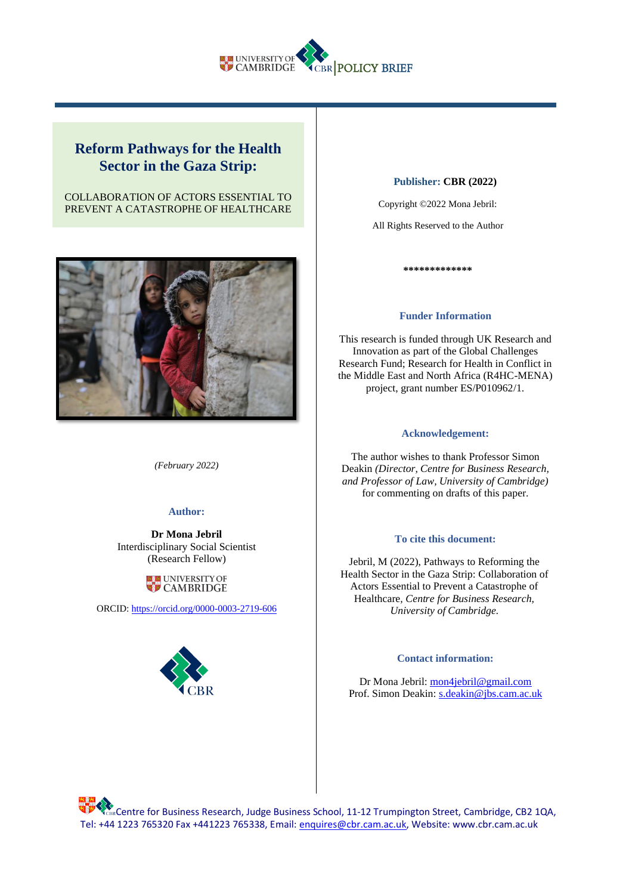UNIVERSITY OF CAMBRIDGE | CBR | POLICY BRIEF

# Reform Pathways for the Health Sector in the Gaza Strip:

COLLABORATION OF ACTORS ESSENTIAL TO PREVENT A CATASTROPHE OF HEALTHCARE

*(February 2022)*

### Author:

**Dr Mona Jebril**
Interdisciplinary Social Scientist
(Research Fellow)

UNIVERSITY OF CAMBRIDGE

ORCID: https://orcid.org/0000-0003-2719-606

CBR

**Publisher:** **CBR (2022)**

Copyright ©2022 Mona Jebril:

All Rights Reserved to the Author

*************

### Funder Information

This research is funded through UK Research and Innovation as part of the Global Challenges Research Fund; Research for Health in Conflict in the Middle East and North Africa (R4HC-MENA) project, grant number ES/P010962/1.

### Acknowledgement:

The author wishes to thank Professor Simon Deakin *(Director, Centre for Business Research, and Professor of Law, University of Cambridge)* for commenting on drafts of this paper.

### To cite this document:

Jebril, M (2022), Pathways to Reforming the Health Sector in the Gaza Strip: Collaboration of Actors Essential to Prevent a Catastrophe of Healthcare, *Centre for Business Research, University of Cambridge.*

### Contact information:

Dr Mona Jebril: mon4jebril@gmail.com
Prof. Simon Deakin: s.deakin@jbs.cam.ac.uk

Centre for Business Research, Judge Business School, 11-12 Trumpington Street, Cambridge, CB2 1QA, Tel: +44 1223 765320 Fax +441223 765338, Email: enquires@cbr.cam.ac.uk, Website: www.cbr.cam.ac.uk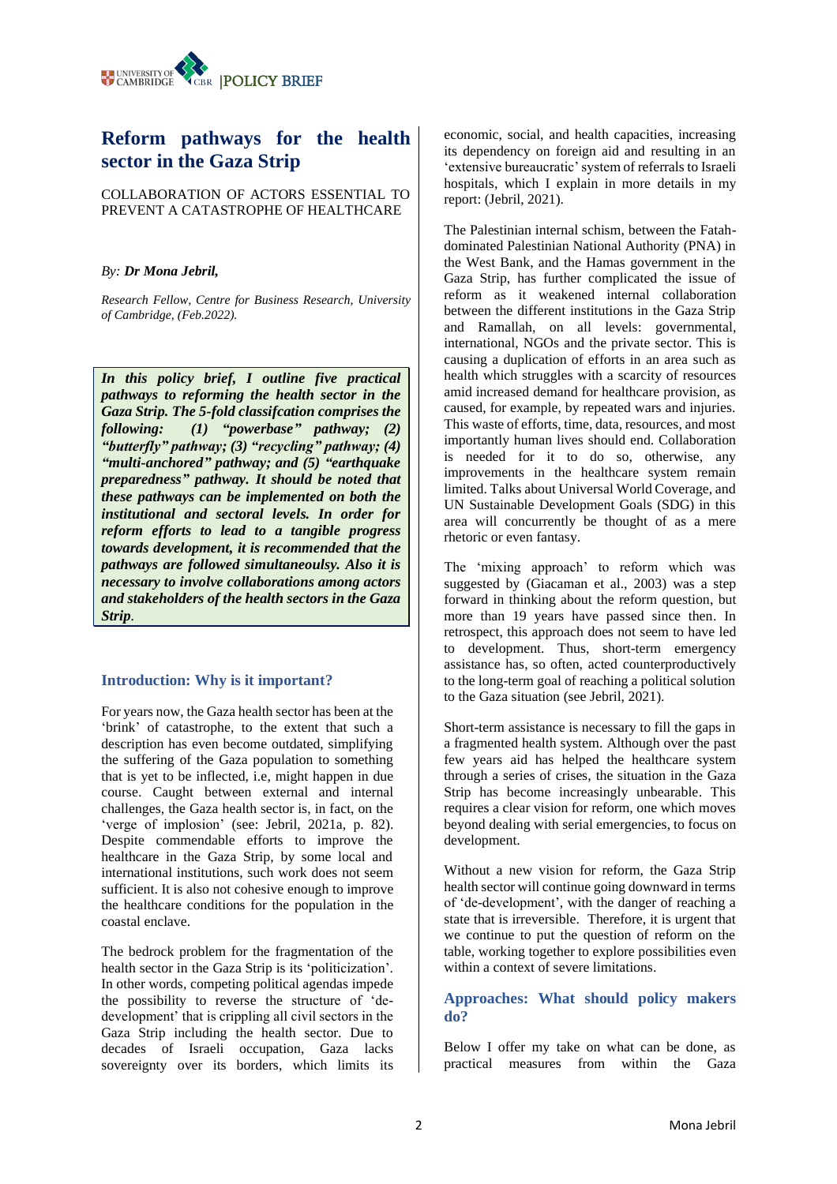# Reform pathways for the health sector in the Gaza Strip

COLLABORATION OF ACTORS ESSENTIAL TO PREVENT A CATASTROPHE OF HEALTHCARE

*By:* ***Dr Mona Jebril,***

*Research Fellow, Centre for Business Research, University of Cambridge, (Feb.2022).*

***In this policy brief, I outline five practical pathways to reforming the health sector in the Gaza Strip. The 5-fold classifcation comprises the following: (1) "powerbase" pathway; (2) "butterfly" pathway; (3) "recycling" pathway; (4) "multi-anchored" pathway; and (5) "earthquake preparedness" pathway. It should be noted that these pathways can be implemented on both the institutional and sectoral levels. In order for reform efforts to lead to a tangible progress towards development, it is recommended that the pathways are followed simultaneoulsy. Also it is necessary to involve collaborations among actors and stakeholders of the health sectors in the Gaza Strip.***

## Introduction: Why is it important?

For years now, the Gaza health sector has been at the 'brink' of catastrophe, to the extent that such a description has even become outdated, simplifying the suffering of the Gaza population to something that is yet to be inflected, i.e, might happen in due course. Caught between external and internal challenges, the Gaza health sector is, in fact, on the 'verge of implosion' (see: Jebril, 2021a, p. 82). Despite commendable efforts to improve the healthcare in the Gaza Strip, by some local and international institutions, such work does not seem sufficient. It is also not cohesive enough to improve the healthcare conditions for the population in the coastal enclave.

The bedrock problem for the fragmentation of the health sector in the Gaza Strip is its 'politicization'. In other words, competing political agendas impede the possibility to reverse the structure of 'de-development' that is crippling all civil sectors in the Gaza Strip including the health sector. Due to decades of Israeli occupation, Gaza lacks sovereignty over its borders, which limits its economic, social, and health capacities, increasing its dependency on foreign aid and resulting in an 'extensive bureaucratic' system of referrals to Israeli hospitals, which I explain in more details in my report: (Jebril, 2021).

The Palestinian internal schism, between the Fatah-dominated Palestinian National Authority (PNA) in the West Bank, and the Hamas government in the Gaza Strip, has further complicated the issue of reform as it weakened internal collaboration between the different institutions in the Gaza Strip and Ramallah, on all levels: governmental, international, NGOs and the private sector. This is causing a duplication of efforts in an area such as health which struggles with a scarcity of resources amid increased demand for healthcare provision, as caused, for example, by repeated wars and injuries. This waste of efforts, time, data, resources, and most importantly human lives should end. Collaboration is needed for it to do so, otherwise, any improvements in the healthcare system remain limited. Talks about Universal World Coverage, and UN Sustainable Development Goals (SDG) in this area will concurrently be thought of as a mere rhetoric or even fantasy.

The 'mixing approach' to reform which was suggested by (Giacaman et al., 2003) was a step forward in thinking about the reform question, but more than 19 years have passed since then. In retrospect, this approach does not seem to have led to development. Thus, short-term emergency assistance has, so often, acted counterproductively to the long-term goal of reaching a political solution to the Gaza situation (see Jebril, 2021).

Short-term assistance is necessary to fill the gaps in a fragmented health system. Although over the past few years aid has helped the healthcare system through a series of crises, the situation in the Gaza Strip has become increasingly unbearable. This requires a clear vision for reform, one which moves beyond dealing with serial emergencies, to focus on development.

Without a new vision for reform, the Gaza Strip health sector will continue going downward in terms of 'de-development', with the danger of reaching a state that is irreversible. Therefore, it is urgent that we continue to put the question of reform on the table, working together to explore possibilities even within a context of severe limitations.

## Approaches: What should policy makers do?

Below I offer my take on what can be done, as practical measures from within the Gaza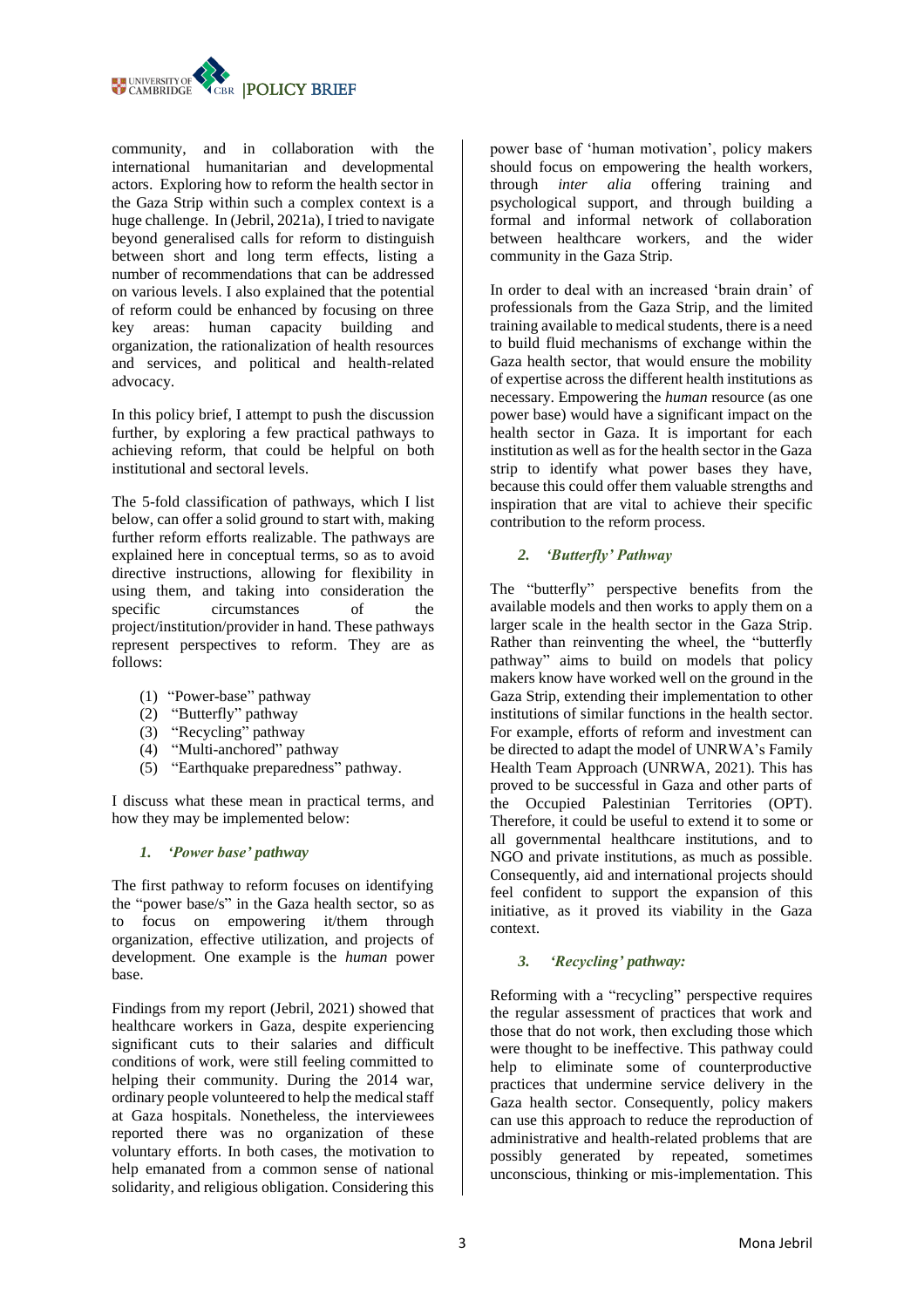community, and in collaboration with the international humanitarian and developmental actors. Exploring how to reform the health sector in the Gaza Strip within such a complex context is a huge challenge. In (Jebril, 2021a), I tried to navigate beyond generalised calls for reform to distinguish between short and long term effects, listing a number of recommendations that can be addressed on various levels. I also explained that the potential of reform could be enhanced by focusing on three key areas: human capacity building and organization, the rationalization of health resources and services, and political and health-related advocacy.

In this policy brief, I attempt to push the discussion further, by exploring a few practical pathways to achieving reform, that could be helpful on both institutional and sectoral levels.

The 5-fold classification of pathways, which I list below, can offer a solid ground to start with, making further reform efforts realizable. The pathways are explained here in conceptual terms, so as to avoid directive instructions, allowing for flexibility in using them, and taking into consideration the specific circumstances of the project/institution/provider in hand. These pathways represent perspectives to reform. They are as follows:

(1) "Power-base" pathway
(2) "Butterfly" pathway
(3) "Recycling" pathway
(4) "Multi-anchored" pathway
(5) "Earthquake preparedness" pathway.

I discuss what these mean in practical terms, and how they may be implemented below:

### *1. 'Power base' pathway*

The first pathway to reform focuses on identifying the "power base/s" in the Gaza health sector, so as to focus on empowering it/them through organization, effective utilization, and projects of development. One example is the *human* power base.

Findings from my report (Jebril, 2021) showed that healthcare workers in Gaza, despite experiencing significant cuts to their salaries and difficult conditions of work, were still feeling committed to helping their community. During the 2014 war, ordinary people volunteered to help the medical staff at Gaza hospitals. Nonetheless, the interviewees reported there was no organization of these voluntary efforts. In both cases, the motivation to help emanated from a common sense of national solidarity, and religious obligation. Considering this power base of 'human motivation', policy makers should focus on empowering the health workers, through *inter alia* offering training and psychological support, and through building a formal and informal network of collaboration between healthcare workers, and the wider community in the Gaza Strip.

In order to deal with an increased 'brain drain' of professionals from the Gaza Strip, and the limited training available to medical students, there is a need to build fluid mechanisms of exchange within the Gaza health sector, that would ensure the mobility of expertise across the different health institutions as necessary. Empowering the *human* resource (as one power base) would have a significant impact on the health sector in Gaza. It is important for each institution as well as for the health sector in the Gaza strip to identify what power bases they have, because this could offer them valuable strengths and inspiration that are vital to achieve their specific contribution to the reform process.

### *2. 'Butterfly' Pathway*

The "butterfly" perspective benefits from the available models and then works to apply them on a larger scale in the health sector in the Gaza Strip. Rather than reinventing the wheel, the "butterfly pathway" aims to build on models that policy makers know have worked well on the ground in the Gaza Strip, extending their implementation to other institutions of similar functions in the health sector. For example, efforts of reform and investment can be directed to adapt the model of UNRWA's Family Health Team Approach (UNRWA, 2021). This has proved to be successful in Gaza and other parts of the Occupied Palestinian Territories (OPT). Therefore, it could be useful to extend it to some or all governmental healthcare institutions, and to NGO and private institutions, as much as possible. Consequently, aid and international projects should feel confident to support the expansion of this initiative, as it proved its viability in the Gaza context.

### *3. 'Recycling' pathway:*

Reforming with a "recycling" perspective requires the regular assessment of practices that work and those that do not work, then excluding those which were thought to be ineffective. This pathway could help to eliminate some of counterproductive practices that undermine service delivery in the Gaza health sector. Consequently, policy makers can use this approach to reduce the reproduction of administrative and health-related problems that are possibly generated by repeated, sometimes unconscious, thinking or mis-implementation. This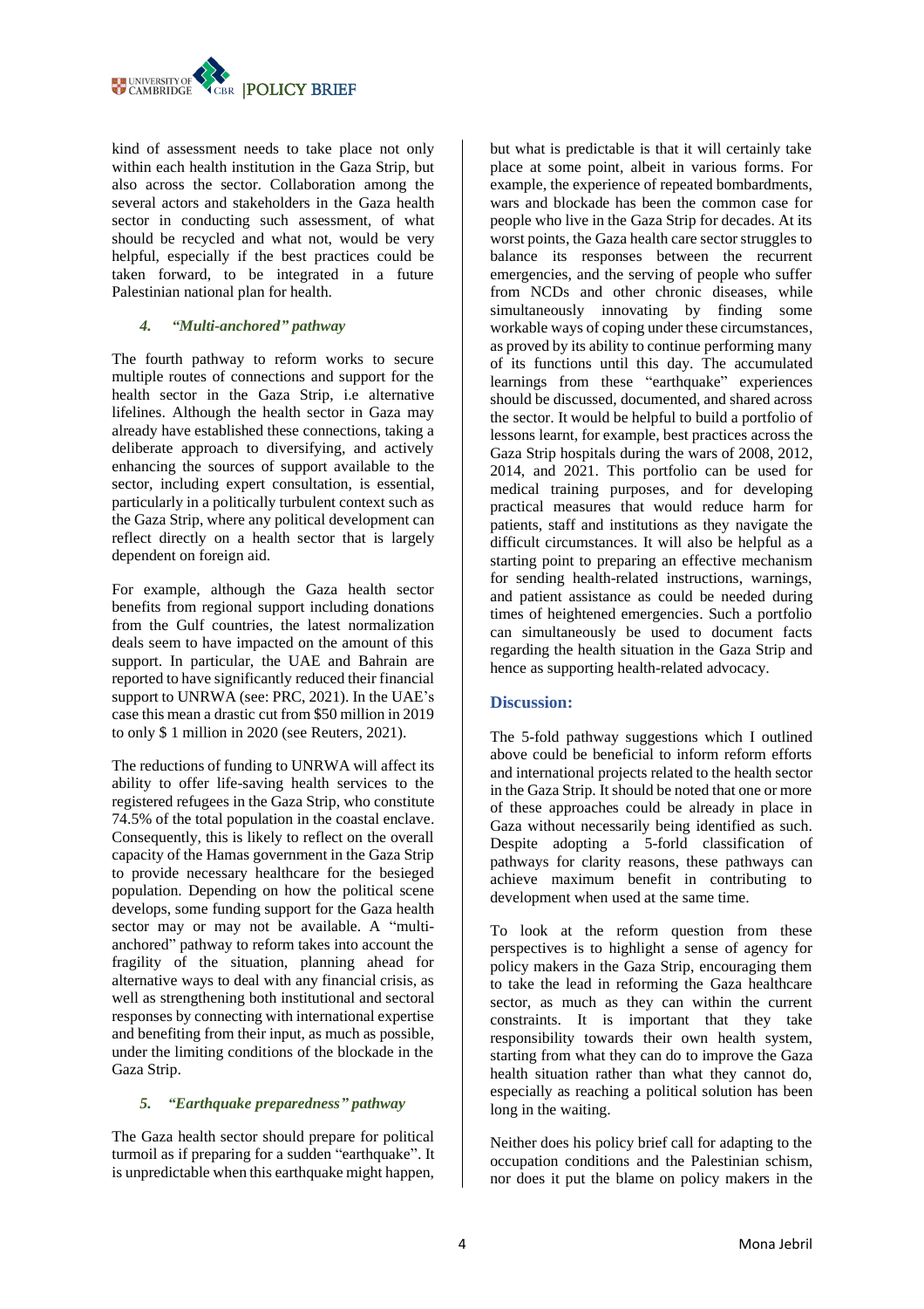kind of assessment needs to take place not only within each health institution in the Gaza Strip, but also across the sector. Collaboration among the several actors and stakeholders in the Gaza health sector in conducting such assessment, of what should be recycled and what not, would be very helpful, especially if the best practices could be taken forward, to be integrated in a future Palestinian national plan for health.

#### *4. "Multi-anchored" pathway*

The fourth pathway to reform works to secure multiple routes of connections and support for the health sector in the Gaza Strip, i.e alternative lifelines. Although the health sector in Gaza may already have established these connections, taking a deliberate approach to diversifying, and actively enhancing the sources of support available to the sector, including expert consultation, is essential, particularly in a politically turbulent context such as the Gaza Strip, where any political development can reflect directly on a health sector that is largely dependent on foreign aid.

For example, although the Gaza health sector benefits from regional support including donations from the Gulf countries, the latest normalization deals seem to have impacted on the amount of this support. In particular, the UAE and Bahrain are reported to have significantly reduced their financial support to UNRWA (see: PRC, 2021). In the UAE's case this mean a drastic cut from $50 million in 2019 to only $ 1 million in 2020 (see Reuters, 2021).

The reductions of funding to UNRWA will affect its ability to offer life-saving health services to the registered refugees in the Gaza Strip, who constitute 74.5% of the total population in the coastal enclave. Consequently, this is likely to reflect on the overall capacity of the Hamas government in the Gaza Strip to provide necessary healthcare for the besieged population. Depending on how the political scene develops, some funding support for the Gaza health sector may or may not be available. A "multi-anchored" pathway to reform takes into account the fragility of the situation, planning ahead for alternative ways to deal with any financial crisis, as well as strengthening both institutional and sectoral responses by connecting with international expertise and benefiting from their input, as much as possible, under the limiting conditions of the blockade in the Gaza Strip.

#### *5. "Earthquake preparedness" pathway*

The Gaza health sector should prepare for political turmoil as if preparing for a sudden "earthquake". It is unpredictable when this earthquake might happen, but what is predictable is that it will certainly take place at some point, albeit in various forms. For example, the experience of repeated bombardments, wars and blockade has been the common case for people who live in the Gaza Strip for decades. At its worst points, the Gaza health care sector struggles to balance its responses between the recurrent emergencies, and the serving of people who suffer from NCDs and other chronic diseases, while simultaneously innovating by finding some workable ways of coping under these circumstances, as proved by its ability to continue performing many of its functions until this day. The accumulated learnings from these "earthquake" experiences should be discussed, documented, and shared across the sector. It would be helpful to build a portfolio of lessons learnt, for example, best practices across the Gaza Strip hospitals during the wars of 2008, 2012, 2014, and 2021. This portfolio can be used for medical training purposes, and for developing practical measures that would reduce harm for patients, staff and institutions as they navigate the difficult circumstances. It will also be helpful as a starting point to preparing an effective mechanism for sending health-related instructions, warnings, and patient assistance as could be needed during times of heightened emergencies. Such a portfolio can simultaneously be used to document facts regarding the health situation in the Gaza Strip and hence as supporting health-related advocacy.

### Discussion:

The 5-fold pathway suggestions which I outlined above could be beneficial to inform reform efforts and international projects related to the health sector in the Gaza Strip. It should be noted that one or more of these approaches could be already in place in Gaza without necessarily being identified as such. Despite adopting a 5-forld classification of pathways for clarity reasons, these pathways can achieve maximum benefit in contributing to development when used at the same time.

To look at the reform question from these perspectives is to highlight a sense of agency for policy makers in the Gaza Strip, encouraging them to take the lead in reforming the Gaza healthcare sector, as much as they can within the current constraints. It is important that they take responsibility towards their own health system, starting from what they can do to improve the Gaza health situation rather than what they cannot do, especially as reaching a political solution has been long in the waiting.

Neither does his policy brief call for adapting to the occupation conditions and the Palestinian schism, nor does it put the blame on policy makers in the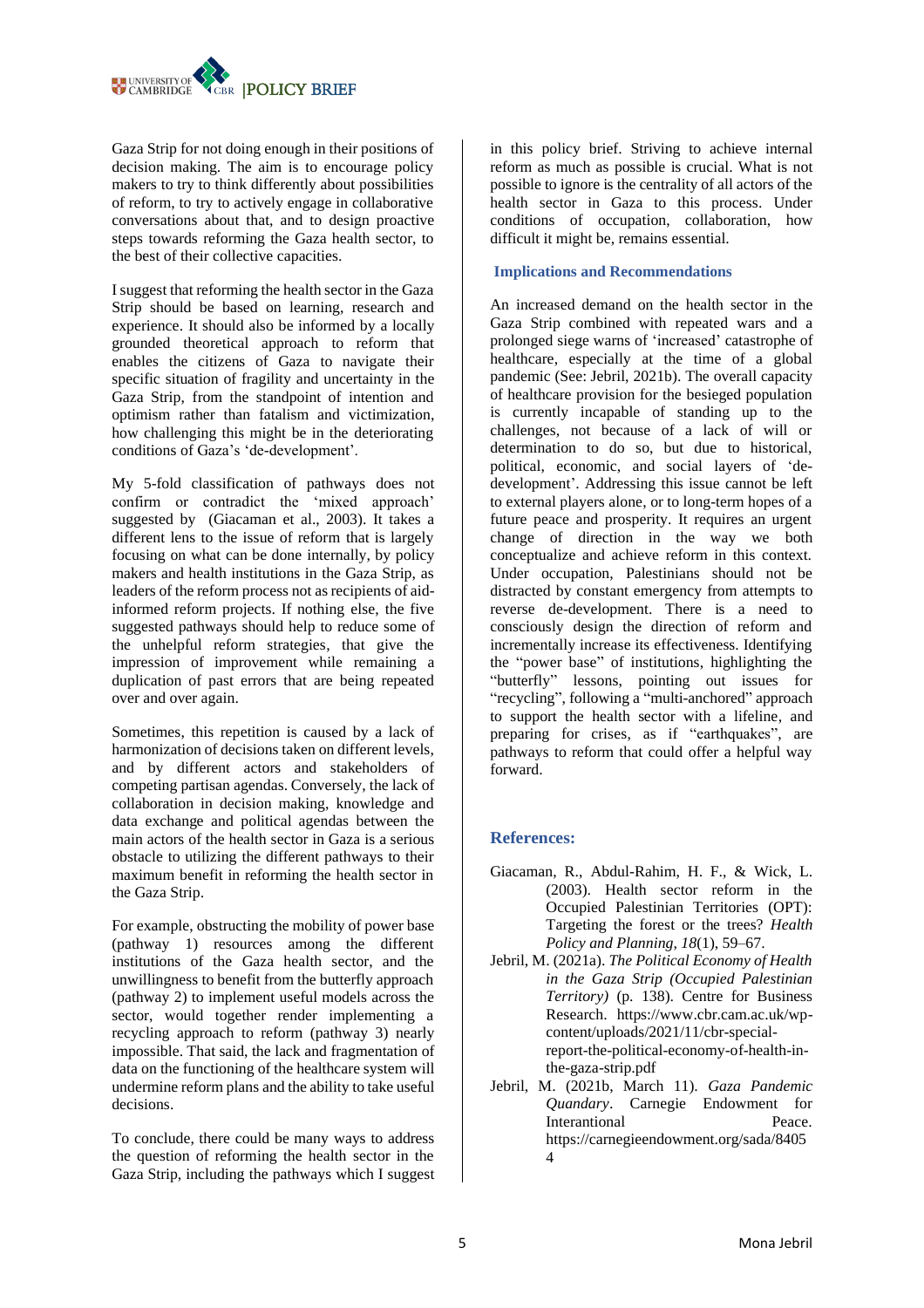Gaza Strip for not doing enough in their positions of decision making. The aim is to encourage policy makers to try to think differently about possibilities of reform, to try to actively engage in collaborative conversations about that, and to design proactive steps towards reforming the Gaza health sector, to the best of their collective capacities.

I suggest that reforming the health sector in the Gaza Strip should be based on learning, research and experience. It should also be informed by a locally grounded theoretical approach to reform that enables the citizens of Gaza to navigate their specific situation of fragility and uncertainty in the Gaza Strip, from the standpoint of intention and optimism rather than fatalism and victimization, how challenging this might be in the deteriorating conditions of Gaza's 'de-development'.

My 5-fold classification of pathways does not confirm or contradict the 'mixed approach' suggested by (Giacaman et al., 2003). It takes a different lens to the issue of reform that is largely focusing on what can be done internally, by policy makers and health institutions in the Gaza Strip, as leaders of the reform process not as recipients of aid-informed reform projects. If nothing else, the five suggested pathways should help to reduce some of the unhelpful reform strategies, that give the impression of improvement while remaining a duplication of past errors that are being repeated over and over again.

Sometimes, this repetition is caused by a lack of harmonization of decisions taken on different levels, and by different actors and stakeholders of competing partisan agendas. Conversely, the lack of collaboration in decision making, knowledge and data exchange and political agendas between the main actors of the health sector in Gaza is a serious obstacle to utilizing the different pathways to their maximum benefit in reforming the health sector in the Gaza Strip.

For example, obstructing the mobility of power base (pathway 1) resources among the different institutions of the Gaza health sector, and the unwillingness to benefit from the butterfly approach (pathway 2) to implement useful models across the sector, would together render implementing a recycling approach to reform (pathway 3) nearly impossible. That said, the lack and fragmentation of data on the functioning of the healthcare system will undermine reform plans and the ability to take useful decisions.

To conclude, there could be many ways to address the question of reforming the health sector in the Gaza Strip, including the pathways which I suggest in this policy brief. Striving to achieve internal reform as much as possible is crucial. What is not possible to ignore is the centrality of all actors of the health sector in Gaza to this process. Under conditions of occupation, collaboration, how difficult it might be, remains essential.

## Implications and Recommendations

An increased demand on the health sector in the Gaza Strip combined with repeated wars and a prolonged siege warns of 'increased' catastrophe of healthcare, especially at the time of a global pandemic (See: Jebril, 2021b). The overall capacity of healthcare provision for the besieged population is currently incapable of standing up to the challenges, not because of a lack of will or determination to do so, but due to historical, political, economic, and social layers of 'de-development'. Addressing this issue cannot be left to external players alone, or to long-term hopes of a future peace and prosperity. It requires an urgent change of direction in the way we both conceptualize and achieve reform in this context. Under occupation, Palestinians should not be distracted by constant emergency from attempts to reverse de-development. There is a need to consciously design the direction of reform and incrementally increase its effectiveness. Identifying the "power base" of institutions, highlighting the "butterfly" lessons, pointing out issues for "recycling", following a "multi-anchored" approach to support the health sector with a lifeline, and preparing for crises, as if "earthquakes", are pathways to reform that could offer a helpful way forward.

## References:

- Giacaman, R., Abdul-Rahim, H. F., & Wick, L. (2003). Health sector reform in the Occupied Palestinian Territories (OPT): Targeting the forest or the trees? *Health Policy and Planning*, *18*(1), 59–67.
- Jebril, M. (2021a). *The Political Economy of Health in the Gaza Strip (Occupied Palestinian Territory)* (p. 138). Centre for Business Research. https://www.cbr.cam.ac.uk/wp-content/uploads/2021/11/cbr-special-report-the-political-economy-of-health-in-the-gaza-strip.pdf
- Jebril, M. (2021b, March 11). *Gaza Pandemic Quandary*. Carnegie Endowment for Interantional Peace. https://carnegieendowment.org/sada/84054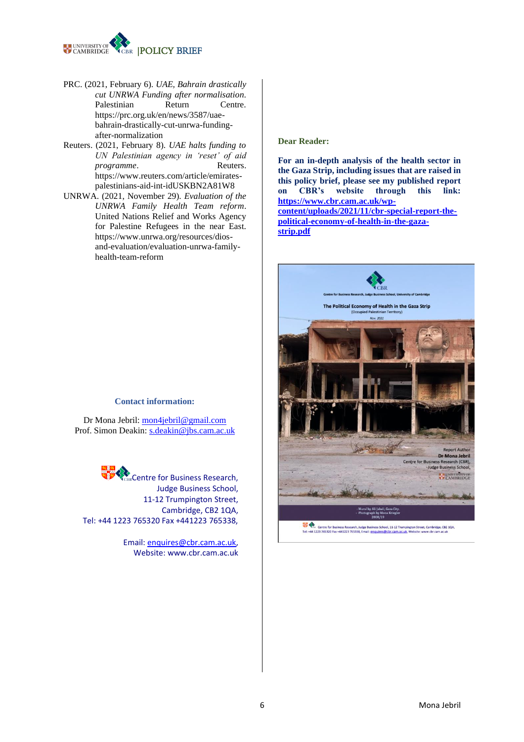PRC. (2021, February 6). *UAE, Bahrain drastically cut UNRWA Funding after normalisation.* Palestinian Return Centre. https://prc.org.uk/en/news/3587/uae-bahrain-drastically-cut-unrwa-funding-after-normalization

Reuters. (2021, February 8). *UAE halts funding to UN Palestinian agency in 'reset' of aid programme*. Reuters. https://www.reuters.com/article/emirates-palestinians-aid-int-idUSKBN2A81W8

UNRWA. (2021, November 29). *Evaluation of the UNRWA Family Health Team reform*. United Nations Relief and Works Agency for Palestine Refugees in the near East. https://www.unrwa.org/resources/dios-and-evaluation/evaluation-unrwa-family-health-team-reform

**Contact information:**

Dr Mona Jebril: mon4jebril@gmail.com
Prof. Simon Deakin: s.deakin@jbs.cam.ac.uk

Centre for Business Research,
Judge Business School,
11-12 Trumpington Street,
Cambridge, CB2 1QA,
Tel: +44 1223 765320 Fax +441223 765338,

Email: enquires@cbr.cam.ac.uk,
Website: www.cbr.cam.ac.uk

**Dear Reader:**

**For an in-depth analysis of the health sector in the Gaza Strip, including issues that are raised in this policy brief, please see my published report on CBR's website through this link: https://www.cbr.cam.ac.uk/wp-content/uploads/2021/11/cbr-special-report-the-political-economy-of-health-in-the-gaza-strip.pdf**

Centre for Business Research, Judge Business School, University of Cambridge

The Political Economy of Health in the Gaza Strip
(Occupied Palestinian Territory)
Nov. 2021

Report Author
Dr Mona Jebril
Centre for Business Research (CBR),
Judge Business School,
UNIVERSITY OF CAMBRIDGE

- Mural by Ali Jabali, Gaza City.
- Photograph by Mona Kriegler
2018/19

Centre for Business Research, Judge Business School, 11-12 Trumpington Street, Cambridge, CB2 1QA,
Tel: +44 1223 765320 Fax +441223 765338, Email: enquires@cbr.cam.ac.uk, Website: www.cbr.cam.ac.uk